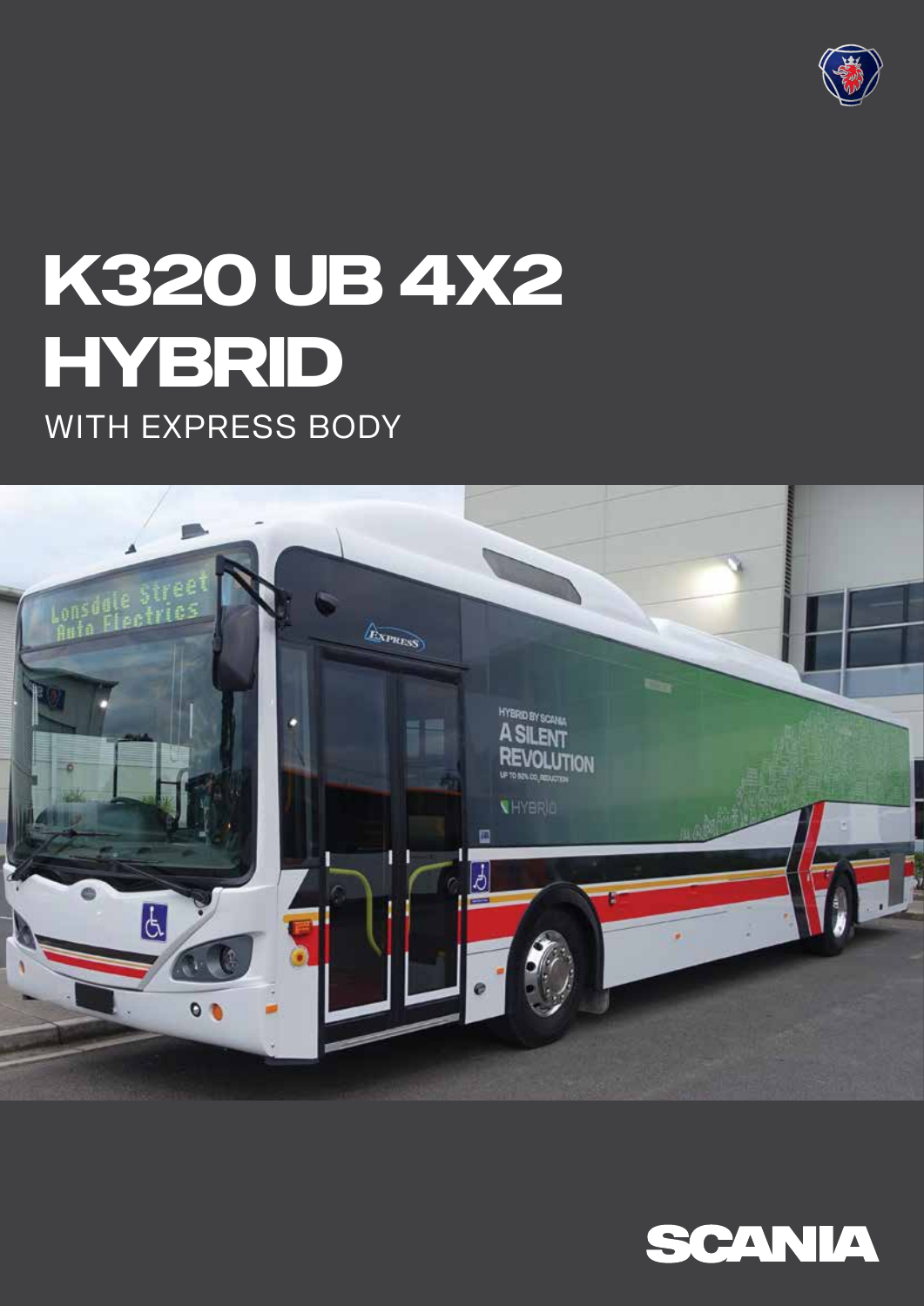# K320 UB 4X2 HYBRID

WITH EXPRESS BODY

SCANIA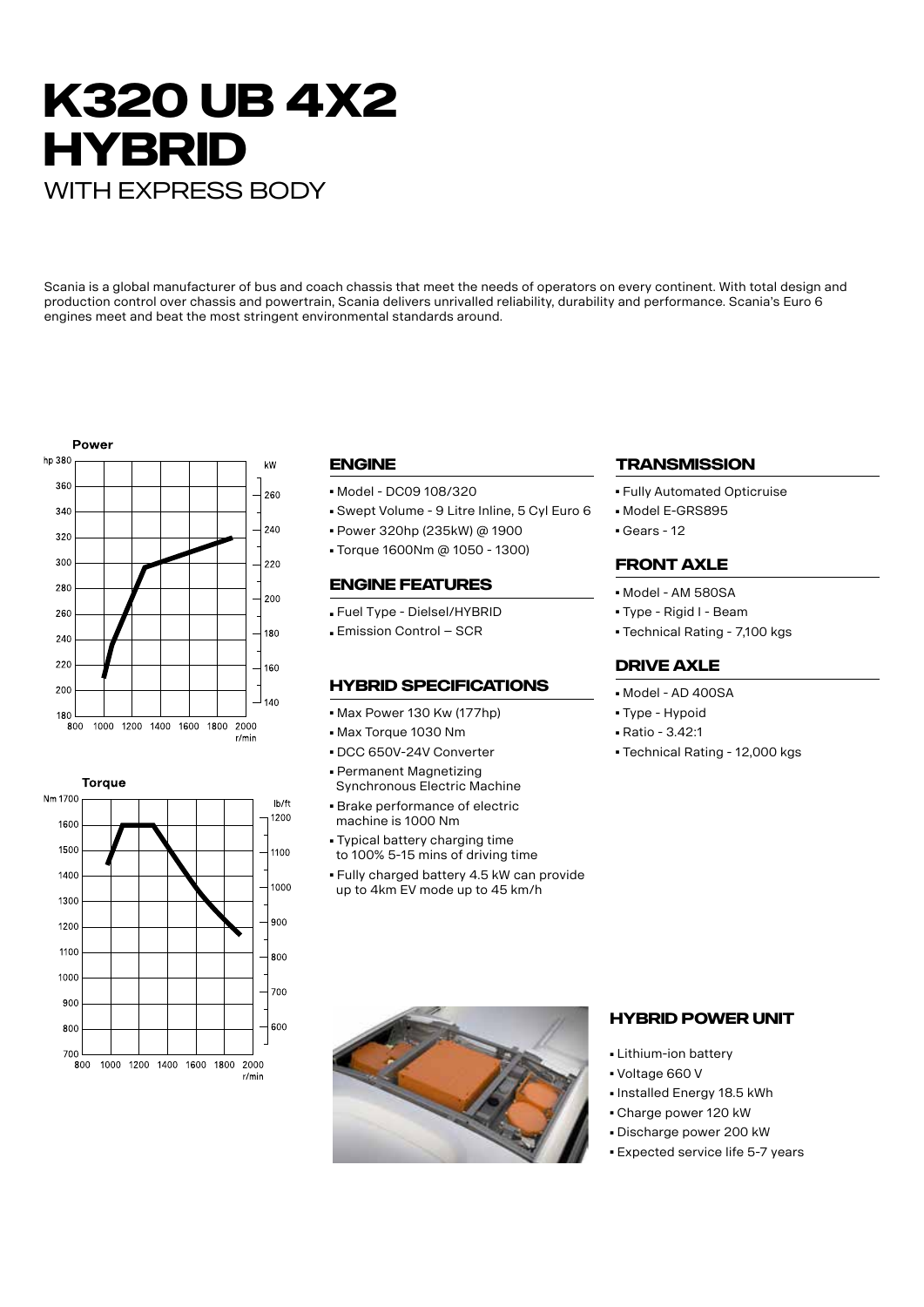# K320 UB 4X2 HYBRID

WITH EXPRESS BODY

Scania is a global manufacturer of bus and coach chassis that meet the needs of operators on every continent. With total design and production control over chassis and powertrain, Scania delivers unrivalled reliability, durability and performance. Scania's Euro 6 engines meet and beat the most stringent environmental standards around.

## ENGINE

- Model - DC09 108/320
- Swept Volume - 9 Litre Inline, 5 Cyl Euro 6
- Power 320hp (235kW) @ 1900
- Torque 1600Nm @ 1050 - 1300)

## ENGINE FEATURES

- Fuel Type - Dielsel/HYBRID
- Emission Control – SCR

## HYBRID SPECIFICATIONS

- Max Power 130 Kw (177hp)
- Max Torque 1030 Nm
- DCC 650V-24V Converter
- Permanent Magnetizing Synchronous Electric Machine
- Brake performance of electric machine is 1000 Nm
- Typical battery charging time to 100% 5-15 mins of driving time
- Fully charged battery 4.5 kW can provide up to 4km EV mode up to 45 km/h

## TRANSMISSION

- Fully Automated Opticruise
- Model E-GRS895
- Gears - 12

## FRONT AXLE

- Model - AM 580SA
- Type - Rigid I - Beam
- Technical Rating - 7,100 kgs

## DRIVE AXLE

- Model - AD 400SA
- Type - Hypoid
- Ratio - 3.42:1
- Technical Rating - 12,000 kgs

## HYBRID POWER UNIT

- Lithium-ion battery
- Voltage 660 V
- Installed Energy 18.5 kWh
- Charge power 120 kW
- Discharge power 200 kW
- Expected service life 5-7 years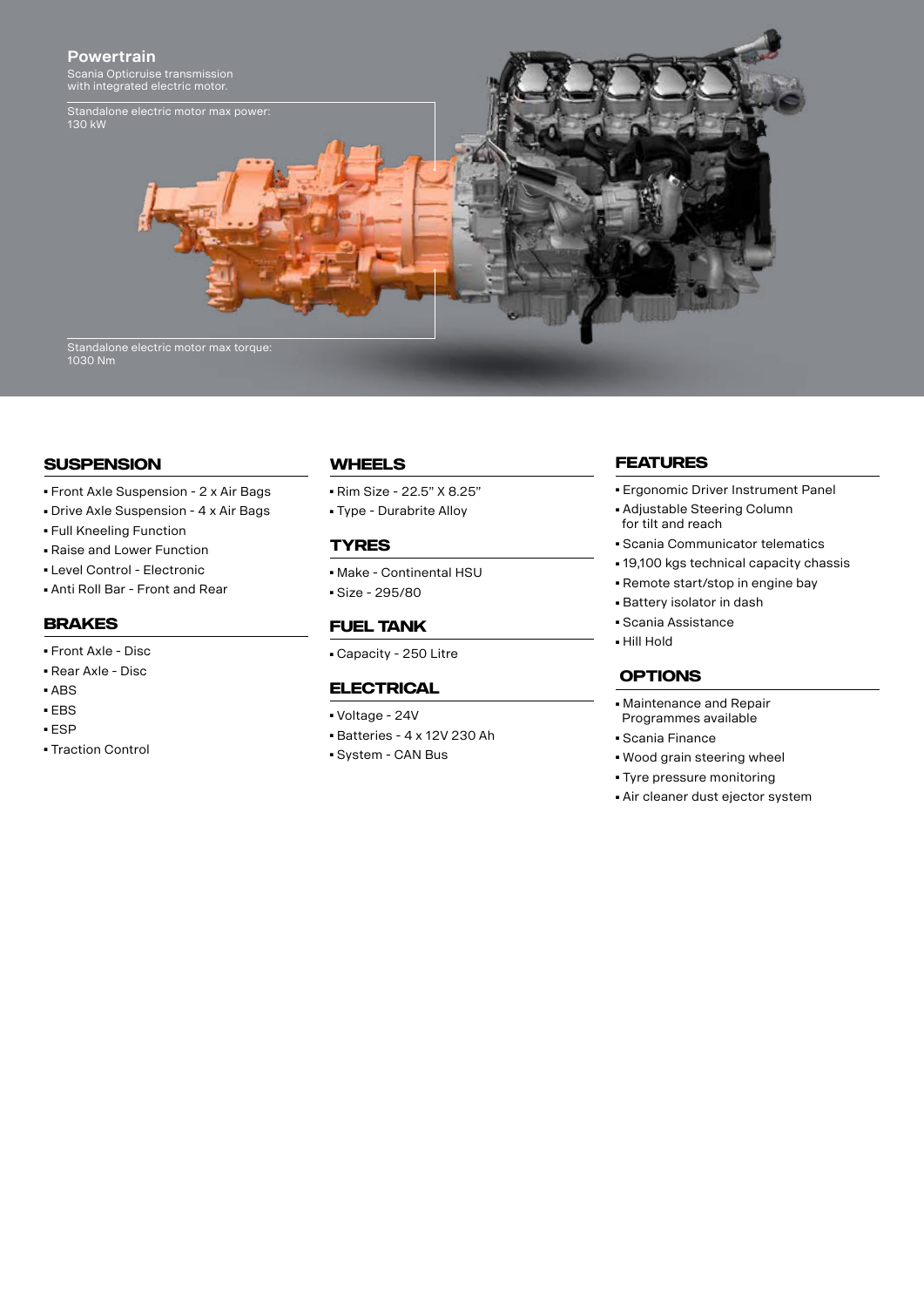## Powertrain

Scania Opticruise transmission with integrated electric motor.

Standalone electric motor max power: 130 kW

Standalone electric motor max torque: 1030 Nm

### SUSPENSION

- Front Axle Suspension - 2 x Air Bags
- Drive Axle Suspension - 4 x Air Bags
- Full Kneeling Function
- Raise and Lower Function
- Level Control - Electronic
- Anti Roll Bar - Front and Rear

### BRAKES

- Front Axle - Disc
- Rear Axle - Disc
- ABS
- EBS
- ESP
- Traction Control

### WHEELS

- Rim Size - 22.5" X 8.25"
- Type - Durabrite Alloy

### TYRES

- Make - Continental HSU
- Size - 295/80

### FUEL TANK

- Capacity - 250 Litre

### ELECTRICAL

- Voltage - 24V
- Batteries - 4 x 12V 230 Ah
- System - CAN Bus

### FEATURES

- Ergonomic Driver Instrument Panel
- Adjustable Steering Column for tilt and reach
- Scania Communicator telematics
- 19,100 kgs technical capacity chassis
- Remote start/stop in engine bay
- Battery isolator in dash
- Scania Assistance
- Hill Hold

### OPTIONS

- Maintenance and Repair Programmes available
- Scania Finance
- Wood grain steering wheel
- Tyre pressure monitoring
- Air cleaner dust ejector system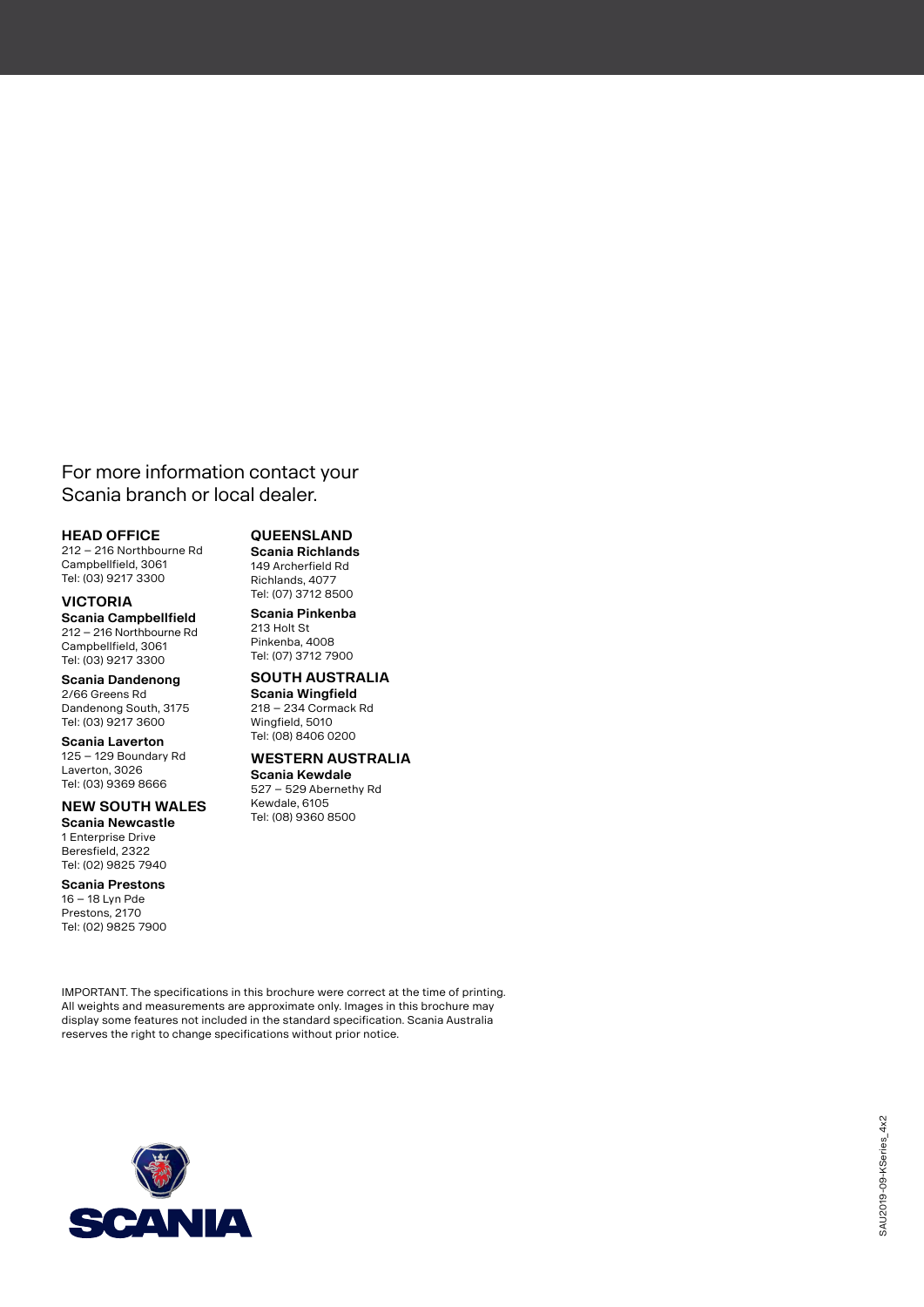For more information contact your Scania branch or local dealer.

**HEAD OFFICE**
212 – 216 Northbourne Rd
Campbellfield, 3061
Tel: (03) 9217 3300

**VICTORIA**

**Scania Campbellfield**
212 – 216 Northbourne Rd
Campbellfield, 3061
Tel: (03) 9217 3300

**Scania Dandenong**
2/66 Greens Rd
Dandenong South, 3175
Tel: (03) 9217 3600

**Scania Laverton**
125 – 129 Boundary Rd
Laverton, 3026
Tel: (03) 9369 8666

**NEW SOUTH WALES**

**Scania Newcastle**
1 Enterprise Drive
Beresfield, 2322
Tel: (02) 9825 7940

**Scania Prestons**
16 – 18 Lyn Pde
Prestons, 2170
Tel: (02) 9825 7900

**QUEENSLAND**

**Scania Richlands**
149 Archerfield Rd
Richlands, 4077
Tel: (07) 3712 8500

**Scania Pinkenba**
213 Holt St
Pinkenba, 4008
Tel: (07) 3712 7900

**SOUTH AUSTRALIA**

**Scania Wingfield**
218 – 234 Cormack Rd
Wingfield, 5010
Tel: (08) 8406 0200

**WESTERN AUSTRALIA**

**Scania Kewdale**
527 – 529 Abernethy Rd
Kewdale, 6105
Tel: (08) 9360 8500

IMPORTANT. The specifications in this brochure were correct at the time of printing. All weights and measurements are approximate only. Images in this brochure may display some features not included in the standard specification. Scania Australia reserves the right to change specifications without prior notice.

SCANIA

SAU2019-09-KSeries_4x2